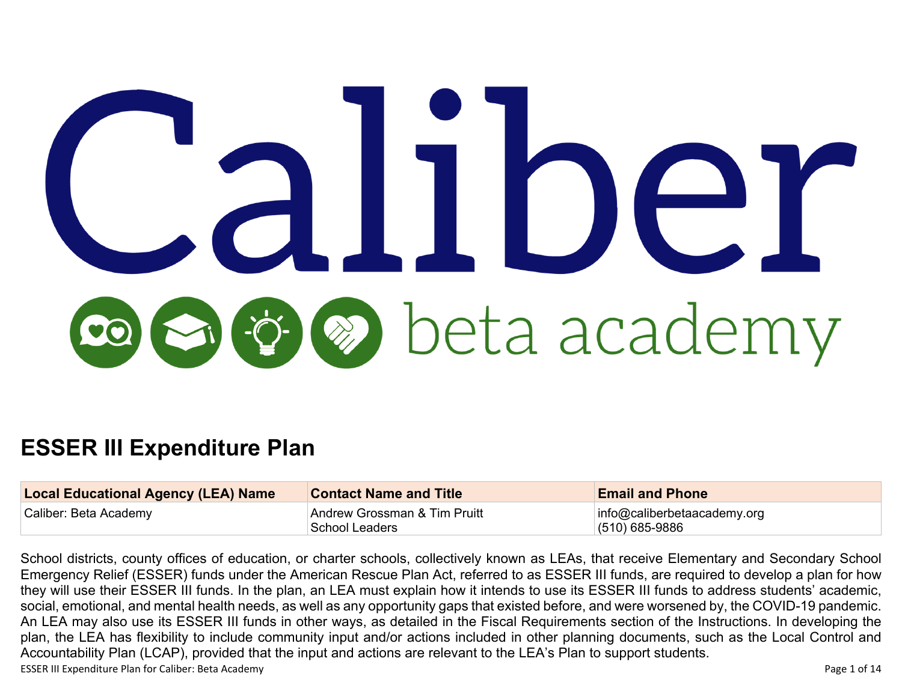# ESSER III Expenditure Plan

| Local Educational Agency (LEA) Name | Contact Name and Title | Email and Phone |
|---|---|---|
| Caliber: Beta Academy | Andrew Grossman & Tim Pruitt<br>School Leaders | info@caliberbetaacademy.org<br>(510) 685-9886 |

School districts, county offices of education, or charter schools, collectively known as LEAs, that receive Elementary and Secondary School Emergency Relief (ESSER) funds under the American Rescue Plan Act, referred to as ESSER III funds, are required to develop a plan for how they will use their ESSER III funds. In the plan, an LEA must explain how it intends to use its ESSER III funds to address students' academic, social, emotional, and mental health needs, as well as any opportunity gaps that existed before, and were worsened by, the COVID-19 pandemic. An LEA may also use its ESSER III funds in other ways, as detailed in the Fiscal Requirements section of the Instructions. In developing the plan, the LEA has flexibility to include community input and/or actions included in other planning documents, such as the Local Control and Accountability Plan (LCAP), provided that the input and actions are relevant to the LEA's Plan to support students.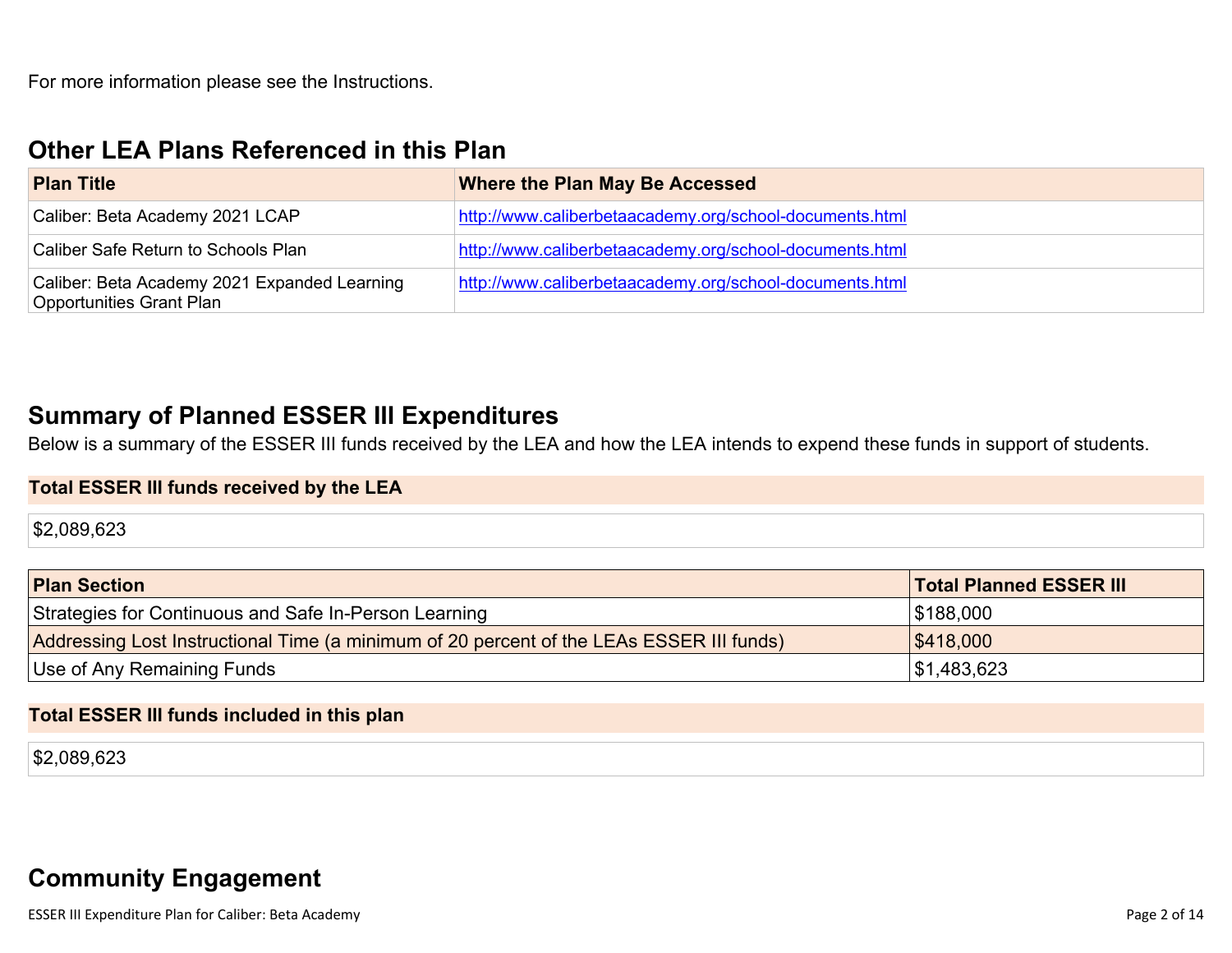For more information please see the Instructions.

## Other LEA Plans Referenced in this Plan

| Plan Title | Where the Plan May Be Accessed |
| --- | --- |
| Caliber: Beta Academy 2021 LCAP | http://www.caliberbetaacademy.org/school-documents.html |
| Caliber Safe Return to Schools Plan | http://www.caliberbetaacademy.org/school-documents.html |
| Caliber: Beta Academy 2021 Expanded Learning Opportunities Grant Plan | http://www.caliberbetaacademy.org/school-documents.html |

## Summary of Planned ESSER III Expenditures

Below is a summary of the ESSER III funds received by the LEA and how the LEA intends to expend these funds in support of students.

| Total ESSER III funds received by the LEA |
| --- |
| $2,089,623 |

| Plan Section | Total Planned ESSER III |
| --- | --- |
| Strategies for Continuous and Safe In-Person Learning | $188,000 |
| Addressing Lost Instructional Time (a minimum of 20 percent of the LEAs ESSER III funds) | $418,000 |
| Use of Any Remaining Funds | $1,483,623 |

| Total ESSER III funds included in this plan |
| --- |
| $2,089,623 |

## Community Engagement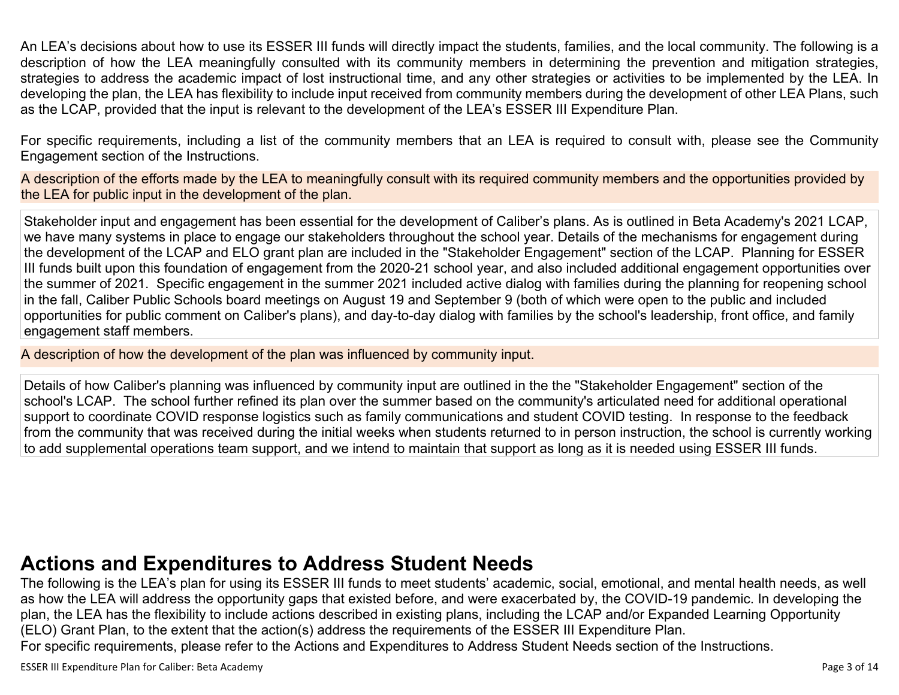An LEA's decisions about how to use its ESSER III funds will directly impact the students, families, and the local community. The following is a description of how the LEA meaningfully consulted with its community members in determining the prevention and mitigation strategies, strategies to address the academic impact of lost instructional time, and any other strategies or activities to be implemented by the LEA. In developing the plan, the LEA has flexibility to include input received from community members during the development of other LEA Plans, such as the LCAP, provided that the input is relevant to the development of the LEA's ESSER III Expenditure Plan.

For specific requirements, including a list of the community members that an LEA is required to consult with, please see the Community Engagement section of the Instructions.

| A description of the efforts made by the LEA to meaningfully consult with its required community members and the opportunities provided by the LEA for public input in the development of the plan. |
| --- |
| Stakeholder input and engagement has been essential for the development of Caliber's plans. As is outlined in Beta Academy's 2021 LCAP, we have many systems in place to engage our stakeholders throughout the school year. Details of the mechanisms for engagement during the development of the LCAP and ELO grant plan are included in the "Stakeholder Engagement" section of the LCAP. Planning for ESSER III funds built upon this foundation of engagement from the 2020-21 school year, and also included additional engagement opportunities over the summer of 2021. Specific engagement in the summer 2021 included active dialog with families during the planning for reopening school in the fall, Caliber Public Schools board meetings on August 19 and September 9 (both of which were open to the public and included opportunities for public comment on Caliber's plans), and day-to-day dialog with families by the school's leadership, front office, and family engagement staff members. |

| A description of how the development of the plan was influenced by community input. |
| --- |
| Details of how Caliber's planning was influenced by community input are outlined in the the "Stakeholder Engagement" section of the school's LCAP. The school further refined its plan over the summer based on the community's articulated need for additional operational support to coordinate COVID response logistics such as family communications and student COVID testing. In response to the feedback from the community that was received during the initial weeks when students returned to in person instruction, the school is currently working to add supplemental operations team support, and we intend to maintain that support as long as it is needed using ESSER III funds. |

# Actions and Expenditures to Address Student Needs

The following is the LEA's plan for using its ESSER III funds to meet students' academic, social, emotional, and mental health needs, as well as how the LEA will address the opportunity gaps that existed before, and were exacerbated by, the COVID-19 pandemic. In developing the plan, the LEA has the flexibility to include actions described in existing plans, including the LCAP and/or Expanded Learning Opportunity (ELO) Grant Plan, to the extent that the action(s) address the requirements of the ESSER III Expenditure Plan.

For specific requirements, please refer to the Actions and Expenditures to Address Student Needs section of the Instructions.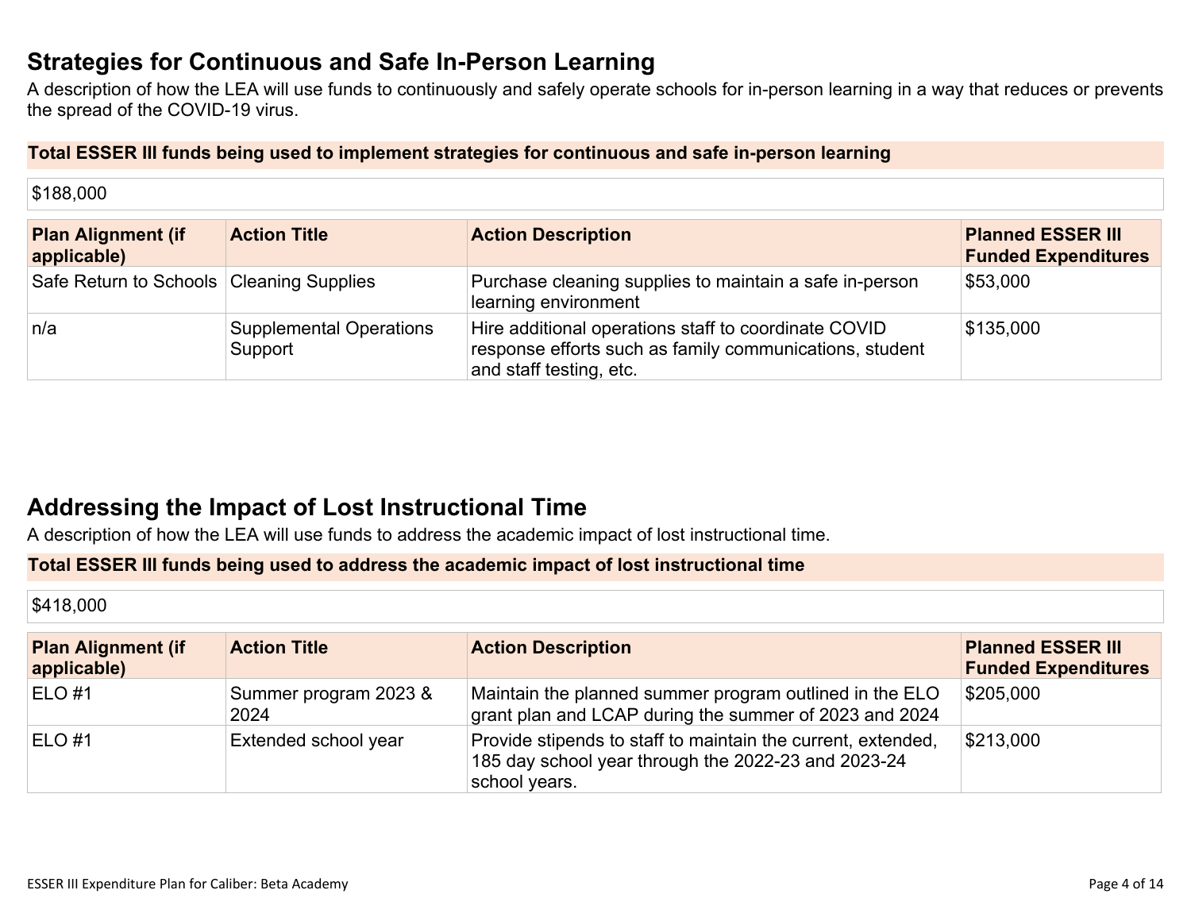## Strategies for Continuous and Safe In-Person Learning

A description of how the LEA will use funds to continuously and safely operate schools for in-person learning in a way that reduces or prevents the spread of the COVID-19 virus.

**Total ESSER III funds being used to implement strategies for continuous and safe in-person learning**

$188,000

| Plan Alignment (if applicable) | Action Title | Action Description | Planned ESSER III Funded Expenditures |
| --- | --- | --- | --- |
| Safe Return to Schools | Cleaning Supplies | Purchase cleaning supplies to maintain a safe in-person learning environment | $53,000 |
| n/a | Supplemental Operations Support | Hire additional operations staff to coordinate COVID response efforts such as family communications, student and staff testing, etc. | $135,000 |

## Addressing the Impact of Lost Instructional Time

A description of how the LEA will use funds to address the academic impact of lost instructional time.

**Total ESSER III funds being used to address the academic impact of lost instructional time**

$418,000

| Plan Alignment (if applicable) | Action Title | Action Description | Planned ESSER III Funded Expenditures |
| --- | --- | --- | --- |
| ELO #1 | Summer program 2023 & 2024 | Maintain the planned summer program outlined in the ELO grant plan and LCAP during the summer of 2023 and 2024 | $205,000 |
| ELO #1 | Extended school year | Provide stipends to staff to maintain the current, extended, 185 day school year through the 2022-23 and 2023-24 school years. | $213,000 |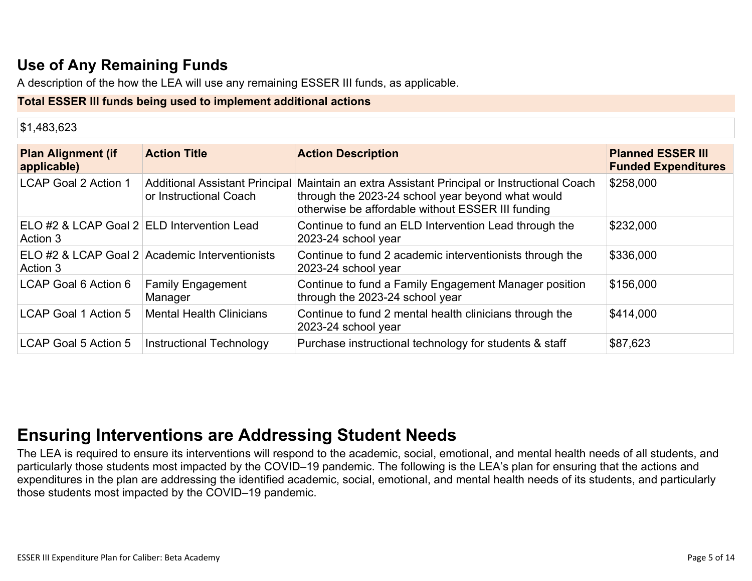## Use of Any Remaining Funds

A description of the how the LEA will use any remaining ESSER III funds, as applicable.

**Total ESSER III funds being used to implement additional actions**

$1,483,623

| Plan Alignment (if applicable) | Action Title | Action Description | Planned ESSER III Funded Expenditures |
|---|---|---|---|
| LCAP Goal 2 Action 1 | Additional Assistant Principal or Instructional Coach | Maintain an extra Assistant Principal or Instructional Coach through the 2023-24 school year beyond what would otherwise be affordable without ESSER III funding | $258,000 |
| ELO #2 & LCAP Goal 2 Action 3 | ELD Intervention Lead | Continue to fund an ELD Intervention Lead through the 2023-24 school year | $232,000 |
| ELO #2 & LCAP Goal 2 Action 3 | Academic Interventionists | Continue to fund 2 academic interventionists through the 2023-24 school year | $336,000 |
| LCAP Goal 6 Action 6 | Family Engagement Manager | Continue to fund a Family Engagement Manager position through the 2023-24 school year | $156,000 |
| LCAP Goal 1 Action 5 | Mental Health Clinicians | Continue to fund 2 mental health clinicians through the 2023-24 school year | $414,000 |
| LCAP Goal 5 Action 5 | Instructional Technology | Purchase instructional technology for students & staff | $87,623 |

# Ensuring Interventions are Addressing Student Needs

The LEA is required to ensure its interventions will respond to the academic, social, emotional, and mental health needs of all students, and particularly those students most impacted by the COVID–19 pandemic. The following is the LEA's plan for ensuring that the actions and expenditures in the plan are addressing the identified academic, social, emotional, and mental health needs of its students, and particularly those students most impacted by the COVID–19 pandemic.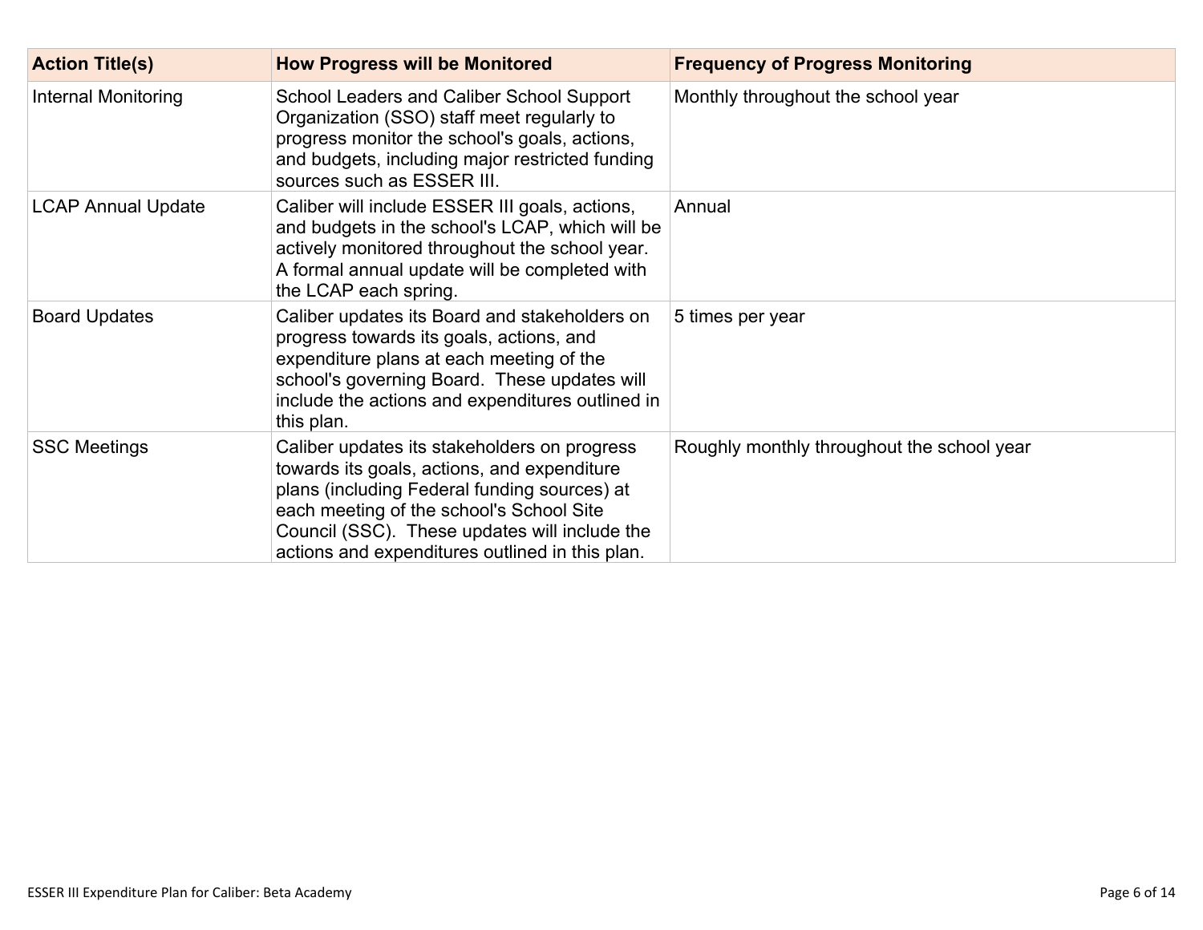| Action Title(s) | How Progress will be Monitored | Frequency of Progress Monitoring |
| --- | --- | --- |
| Internal Monitoring | School Leaders and Caliber School Support Organization (SSO) staff meet regularly to progress monitor the school's goals, actions, and budgets, including major restricted funding sources such as ESSER III. | Monthly throughout the school year |
| LCAP Annual Update | Caliber will include ESSER III goals, actions, and budgets in the school's LCAP, which will be actively monitored throughout the school year. A formal annual update will be completed with the LCAP each spring. | Annual |
| Board Updates | Caliber updates its Board and stakeholders on progress towards its goals, actions, and expenditure plans at each meeting of the school's governing Board. These updates will include the actions and expenditures outlined in this plan. | 5 times per year |
| SSC Meetings | Caliber updates its stakeholders on progress towards its goals, actions, and expenditure plans (including Federal funding sources) at each meeting of the school's School Site Council (SSC). These updates will include the actions and expenditures outlined in this plan. | Roughly monthly throughout the school year |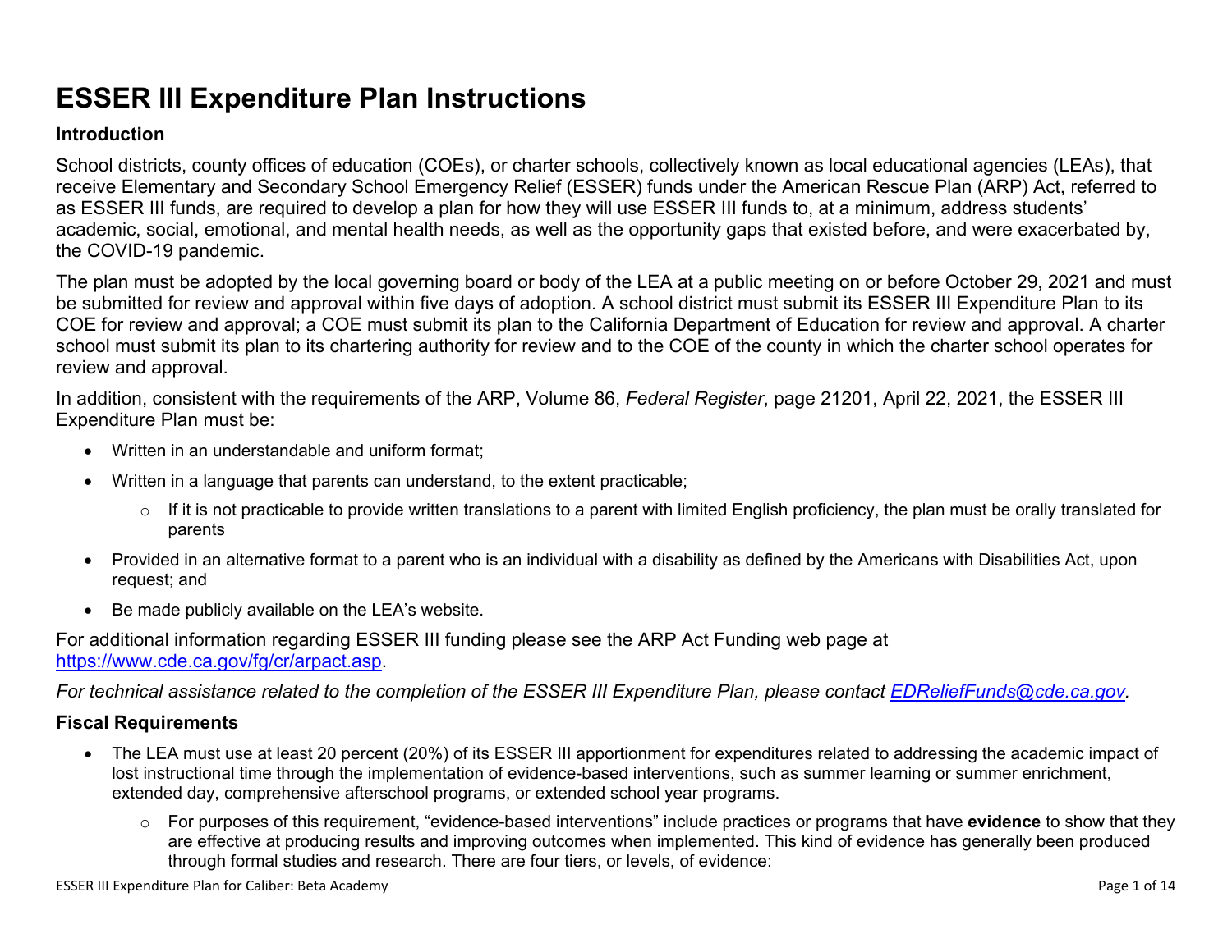# ESSER III Expenditure Plan Instructions

### Introduction

School districts, county offices of education (COEs), or charter schools, collectively known as local educational agencies (LEAs), that receive Elementary and Secondary School Emergency Relief (ESSER) funds under the American Rescue Plan (ARP) Act, referred to as ESSER III funds, are required to develop a plan for how they will use ESSER III funds to, at a minimum, address students' academic, social, emotional, and mental health needs, as well as the opportunity gaps that existed before, and were exacerbated by, the COVID-19 pandemic.

The plan must be adopted by the local governing board or body of the LEA at a public meeting on or before October 29, 2021 and must be submitted for review and approval within five days of adoption. A school district must submit its ESSER III Expenditure Plan to its COE for review and approval; a COE must submit its plan to the California Department of Education for review and approval. A charter school must submit its plan to its chartering authority for review and to the COE of the county in which the charter school operates for review and approval.

In addition, consistent with the requirements of the ARP, Volume 86, *Federal Register*, page 21201, April 22, 2021, the ESSER III Expenditure Plan must be:

- Written in an understandable and uniform format;
- Written in a language that parents can understand, to the extent practicable;
  - If it is not practicable to provide written translations to a parent with limited English proficiency, the plan must be orally translated for parents
- Provided in an alternative format to a parent who is an individual with a disability as defined by the Americans with Disabilities Act, upon request; and
- Be made publicly available on the LEA's website.

For additional information regarding ESSER III funding please see the ARP Act Funding web page at https://www.cde.ca.gov/fg/cr/arpact.asp.

*For technical assistance related to the completion of the ESSER III Expenditure Plan, please contact EDReliefFunds@cde.ca.gov.*

### Fiscal Requirements

- The LEA must use at least 20 percent (20%) of its ESSER III apportionment for expenditures related to addressing the academic impact of lost instructional time through the implementation of evidence-based interventions, such as summer learning or summer enrichment, extended day, comprehensive afterschool programs, or extended school year programs.
  - For purposes of this requirement, "evidence-based interventions" include practices or programs that have **evidence** to show that they are effective at producing results and improving outcomes when implemented. This kind of evidence has generally been produced through formal studies and research. There are four tiers, or levels, of evidence: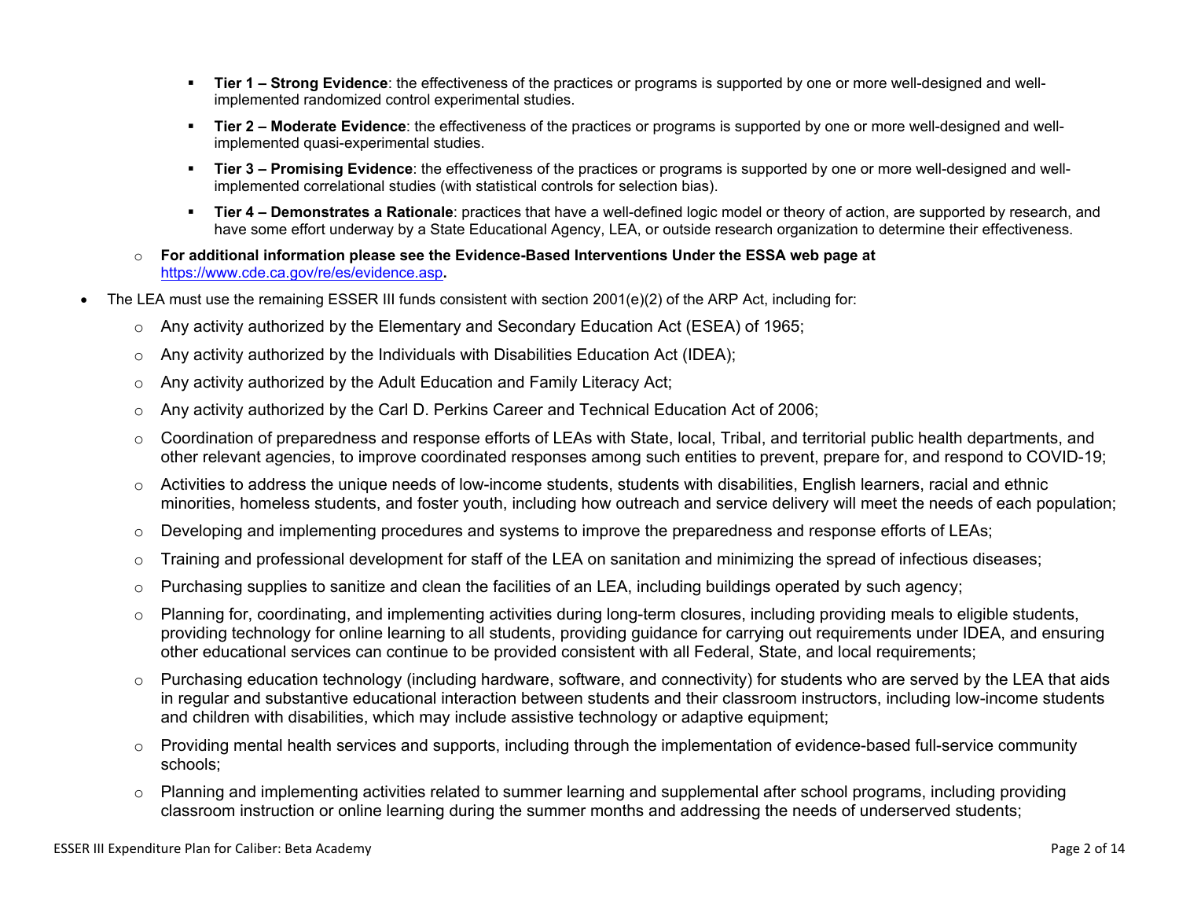- **Tier 1 – Strong Evidence**: the effectiveness of the practices or programs is supported by one or more well-designed and well-implemented randomized control experimental studies.
    - **Tier 2 – Moderate Evidence**: the effectiveness of the practices or programs is supported by one or more well-designed and well-implemented quasi-experimental studies.
    - **Tier 3 – Promising Evidence**: the effectiveness of the practices or programs is supported by one or more well-designed and well-implemented correlational studies (with statistical controls for selection bias).
    - **Tier 4 – Demonstrates a Rationale**: practices that have a well-defined logic model or theory of action, are supported by research, and have some effort underway by a State Educational Agency, LEA, or outside research organization to determine their effectiveness.
  - **For additional information please see the Evidence-Based Interventions Under the ESSA web page at** https://www.cde.ca.gov/re/es/evidence.asp**.**
- The LEA must use the remaining ESSER III funds consistent with section 2001(e)(2) of the ARP Act, including for:
  - Any activity authorized by the Elementary and Secondary Education Act (ESEA) of 1965;
  - Any activity authorized by the Individuals with Disabilities Education Act (IDEA);
  - Any activity authorized by the Adult Education and Family Literacy Act;
  - Any activity authorized by the Carl D. Perkins Career and Technical Education Act of 2006;
  - Coordination of preparedness and response efforts of LEAs with State, local, Tribal, and territorial public health departments, and other relevant agencies, to improve coordinated responses among such entities to prevent, prepare for, and respond to COVID-19;
  - Activities to address the unique needs of low-income students, students with disabilities, English learners, racial and ethnic minorities, homeless students, and foster youth, including how outreach and service delivery will meet the needs of each population;
  - Developing and implementing procedures and systems to improve the preparedness and response efforts of LEAs;
  - Training and professional development for staff of the LEA on sanitation and minimizing the spread of infectious diseases;
  - Purchasing supplies to sanitize and clean the facilities of an LEA, including buildings operated by such agency;
  - Planning for, coordinating, and implementing activities during long-term closures, including providing meals to eligible students, providing technology for online learning to all students, providing guidance for carrying out requirements under IDEA, and ensuring other educational services can continue to be provided consistent with all Federal, State, and local requirements;
  - Purchasing education technology (including hardware, software, and connectivity) for students who are served by the LEA that aids in regular and substantive educational interaction between students and their classroom instructors, including low-income students and children with disabilities, which may include assistive technology or adaptive equipment;
  - Providing mental health services and supports, including through the implementation of evidence-based full-service community schools;
  - Planning and implementing activities related to summer learning and supplemental after school programs, including providing classroom instruction or online learning during the summer months and addressing the needs of underserved students;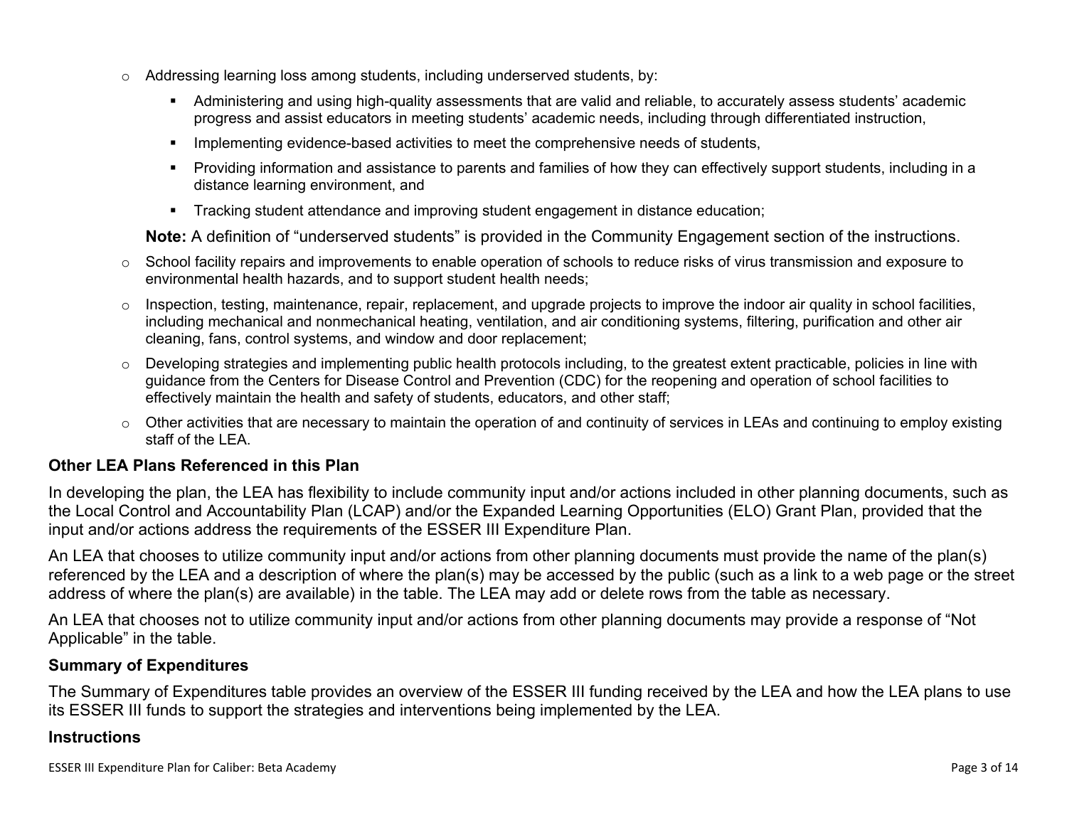- Addressing learning loss among students, including underserved students, by:
  - Administering and using high-quality assessments that are valid and reliable, to accurately assess students' academic progress and assist educators in meeting students' academic needs, including through differentiated instruction,
  - Implementing evidence-based activities to meet the comprehensive needs of students,
  - Providing information and assistance to parents and families of how they can effectively support students, including in a distance learning environment, and
  - Tracking student attendance and improving student engagement in distance education;

  **Note:** A definition of "underserved students" is provided in the Community Engagement section of the instructions.
- School facility repairs and improvements to enable operation of schools to reduce risks of virus transmission and exposure to environmental health hazards, and to support student health needs;
- Inspection, testing, maintenance, repair, replacement, and upgrade projects to improve the indoor air quality in school facilities, including mechanical and nonmechanical heating, ventilation, and air conditioning systems, filtering, purification and other air cleaning, fans, control systems, and window and door replacement;
- Developing strategies and implementing public health protocols including, to the greatest extent practicable, policies in line with guidance from the Centers for Disease Control and Prevention (CDC) for the reopening and operation of school facilities to effectively maintain the health and safety of students, educators, and other staff;
- Other activities that are necessary to maintain the operation of and continuity of services in LEAs and continuing to employ existing staff of the LEA.

### Other LEA Plans Referenced in this Plan

In developing the plan, the LEA has flexibility to include community input and/or actions included in other planning documents, such as the Local Control and Accountability Plan (LCAP) and/or the Expanded Learning Opportunities (ELO) Grant Plan, provided that the input and/or actions address the requirements of the ESSER III Expenditure Plan.

An LEA that chooses to utilize community input and/or actions from other planning documents must provide the name of the plan(s) referenced by the LEA and a description of where the plan(s) may be accessed by the public (such as a link to a web page or the street address of where the plan(s) are available) in the table. The LEA may add or delete rows from the table as necessary.

An LEA that chooses not to utilize community input and/or actions from other planning documents may provide a response of "Not Applicable" in the table.

### Summary of Expenditures

The Summary of Expenditures table provides an overview of the ESSER III funding received by the LEA and how the LEA plans to use its ESSER III funds to support the strategies and interventions being implemented by the LEA.

### Instructions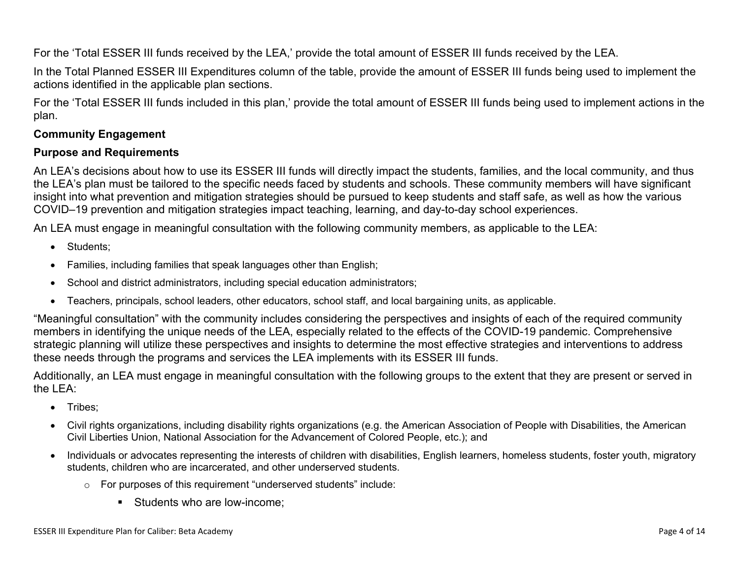For the 'Total ESSER III funds received by the LEA,' provide the total amount of ESSER III funds received by the LEA.

In the Total Planned ESSER III Expenditures column of the table, provide the amount of ESSER III funds being used to implement the actions identified in the applicable plan sections.

For the 'Total ESSER III funds included in this plan,' provide the total amount of ESSER III funds being used to implement actions in the plan.

**Community Engagement**

**Purpose and Requirements**

An LEA's decisions about how to use its ESSER III funds will directly impact the students, families, and the local community, and thus the LEA's plan must be tailored to the specific needs faced by students and schools. These community members will have significant insight into what prevention and mitigation strategies should be pursued to keep students and staff safe, as well as how the various COVID–19 prevention and mitigation strategies impact teaching, learning, and day-to-day school experiences.

An LEA must engage in meaningful consultation with the following community members, as applicable to the LEA:

- Students;
- Families, including families that speak languages other than English;
- School and district administrators, including special education administrators;
- Teachers, principals, school leaders, other educators, school staff, and local bargaining units, as applicable.

"Meaningful consultation" with the community includes considering the perspectives and insights of each of the required community members in identifying the unique needs of the LEA, especially related to the effects of the COVID-19 pandemic. Comprehensive strategic planning will utilize these perspectives and insights to determine the most effective strategies and interventions to address these needs through the programs and services the LEA implements with its ESSER III funds.

Additionally, an LEA must engage in meaningful consultation with the following groups to the extent that they are present or served in the LEA:

- Tribes;
- Civil rights organizations, including disability rights organizations (e.g. the American Association of People with Disabilities, the American Civil Liberties Union, National Association for the Advancement of Colored People, etc.); and
- Individuals or advocates representing the interests of children with disabilities, English learners, homeless students, foster youth, migratory students, children who are incarcerated, and other underserved students.
  - For purposes of this requirement "underserved students" include:
    - Students who are low-income;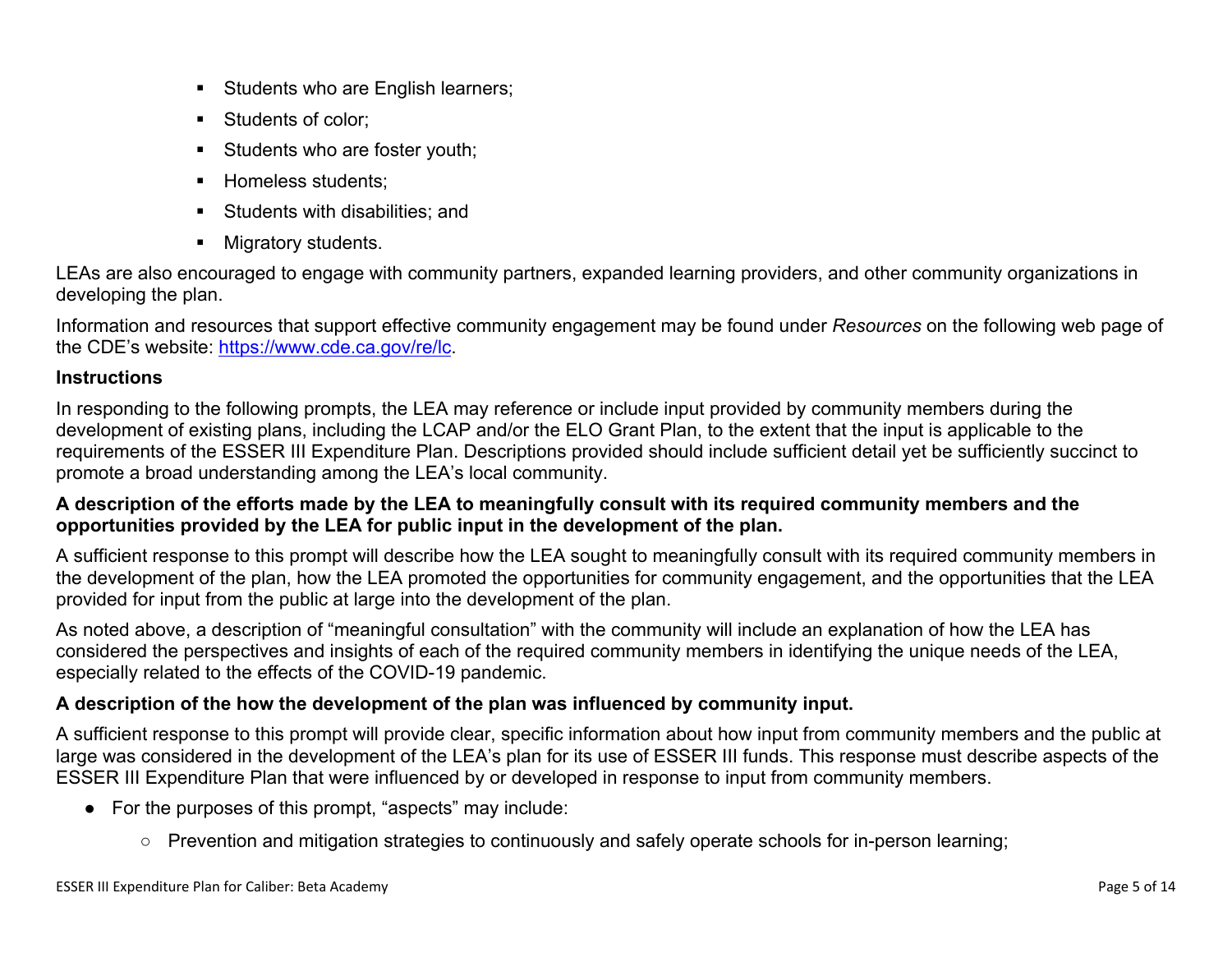- Students who are English learners;
- Students of color;
- Students who are foster youth;
- Homeless students;
- Students with disabilities; and
- Migratory students.

LEAs are also encouraged to engage with community partners, expanded learning providers, and other community organizations in developing the plan.

Information and resources that support effective community engagement may be found under *Resources* on the following web page of the CDE's website: [https://www.cde.ca.gov/re/lc](https://www.cde.ca.gov/re/lc).

**Instructions**

In responding to the following prompts, the LEA may reference or include input provided by community members during the development of existing plans, including the LCAP and/or the ELO Grant Plan, to the extent that the input is applicable to the requirements of the ESSER III Expenditure Plan. Descriptions provided should include sufficient detail yet be sufficiently succinct to promote a broad understanding among the LEA's local community.

**A description of the efforts made by the LEA to meaningfully consult with its required community members and the opportunities provided by the LEA for public input in the development of the plan.**

A sufficient response to this prompt will describe how the LEA sought to meaningfully consult with its required community members in the development of the plan, how the LEA promoted the opportunities for community engagement, and the opportunities that the LEA provided for input from the public at large into the development of the plan.

As noted above, a description of "meaningful consultation" with the community will include an explanation of how the LEA has considered the perspectives and insights of each of the required community members in identifying the unique needs of the LEA, especially related to the effects of the COVID-19 pandemic.

**A description of the how the development of the plan was influenced by community input.**

A sufficient response to this prompt will provide clear, specific information about how input from community members and the public at large was considered in the development of the LEA's plan for its use of ESSER III funds. This response must describe aspects of the ESSER III Expenditure Plan that were influenced by or developed in response to input from community members.

- For the purposes of this prompt, "aspects" may include:
  - Prevention and mitigation strategies to continuously and safely operate schools for in-person learning;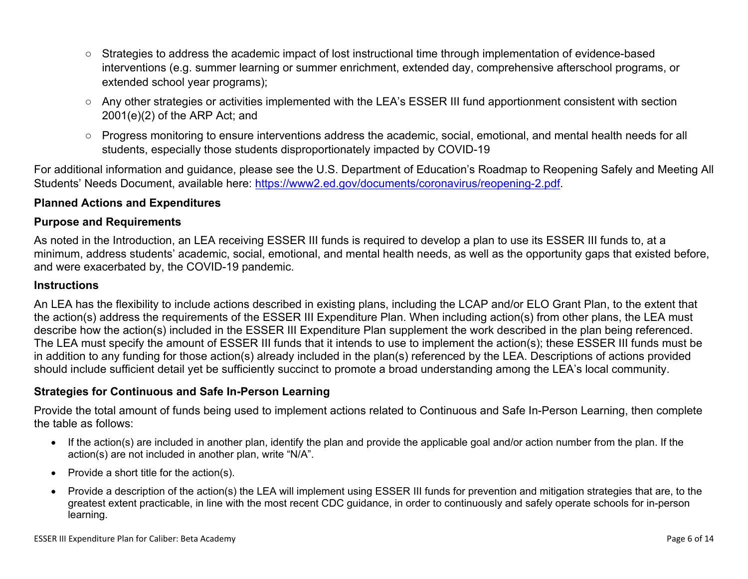- Strategies to address the academic impact of lost instructional time through implementation of evidence-based interventions (e.g. summer learning or summer enrichment, extended day, comprehensive afterschool programs, or extended school year programs);
- Any other strategies or activities implemented with the LEA's ESSER III fund apportionment consistent with section 2001(e)(2) of the ARP Act; and
- Progress monitoring to ensure interventions address the academic, social, emotional, and mental health needs for all students, especially those students disproportionately impacted by COVID-19

For additional information and guidance, please see the U.S. Department of Education's Roadmap to Reopening Safely and Meeting All Students' Needs Document, available here: [https://www2.ed.gov/documents/coronavirus/reopening-2.pdf](https://www2.ed.gov/documents/coronavirus/reopening-2.pdf).

## Planned Actions and Expenditures

### Purpose and Requirements

As noted in the Introduction, an LEA receiving ESSER III funds is required to develop a plan to use its ESSER III funds to, at a minimum, address students' academic, social, emotional, and mental health needs, as well as the opportunity gaps that existed before, and were exacerbated by, the COVID-19 pandemic.

### Instructions

An LEA has the flexibility to include actions described in existing plans, including the LCAP and/or ELO Grant Plan, to the extent that the action(s) address the requirements of the ESSER III Expenditure Plan. When including action(s) from other plans, the LEA must describe how the action(s) included in the ESSER III Expenditure Plan supplement the work described in the plan being referenced. The LEA must specify the amount of ESSER III funds that it intends to use to implement the action(s); these ESSER III funds must be in addition to any funding for those action(s) already included in the plan(s) referenced by the LEA. Descriptions of actions provided should include sufficient detail yet be sufficiently succinct to promote a broad understanding among the LEA's local community.

### Strategies for Continuous and Safe In-Person Learning

Provide the total amount of funds being used to implement actions related to Continuous and Safe In-Person Learning, then complete the table as follows:

- If the action(s) are included in another plan, identify the plan and provide the applicable goal and/or action number from the plan. If the action(s) are not included in another plan, write "N/A".
- Provide a short title for the action(s).
- Provide a description of the action(s) the LEA will implement using ESSER III funds for prevention and mitigation strategies that are, to the greatest extent practicable, in line with the most recent CDC guidance, in order to continuously and safely operate schools for in-person learning.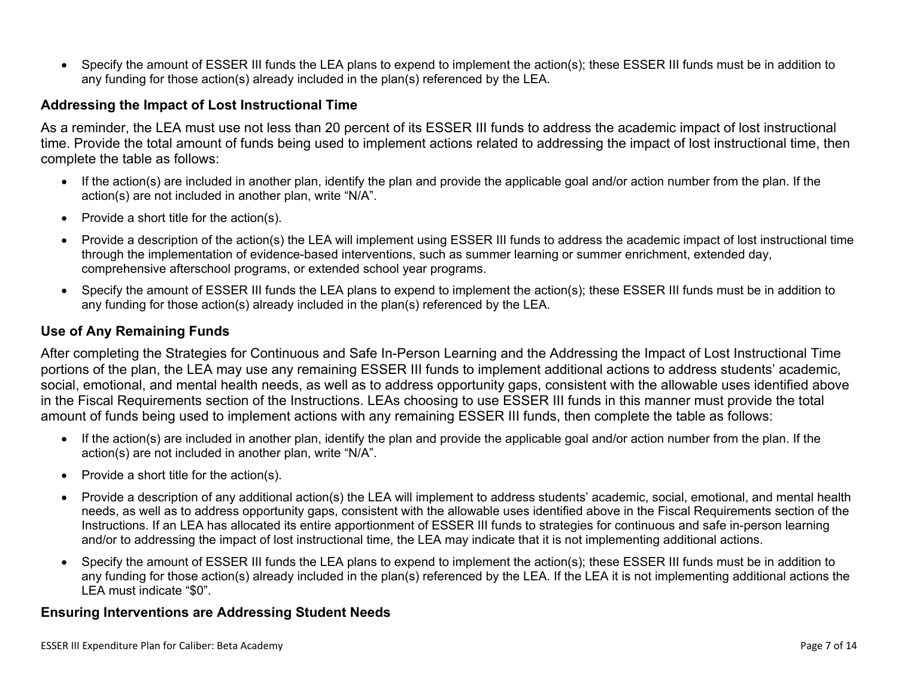- Specify the amount of ESSER III funds the LEA plans to expend to implement the action(s); these ESSER III funds must be in addition to any funding for those action(s) already included in the plan(s) referenced by the LEA.

### Addressing the Impact of Lost Instructional Time

As a reminder, the LEA must use not less than 20 percent of its ESSER III funds to address the academic impact of lost instructional time. Provide the total amount of funds being used to implement actions related to addressing the impact of lost instructional time, then complete the table as follows:

- If the action(s) are included in another plan, identify the plan and provide the applicable goal and/or action number from the plan. If the action(s) are not included in another plan, write "N/A".
- Provide a short title for the action(s).
- Provide a description of the action(s) the LEA will implement using ESSER III funds to address the academic impact of lost instructional time through the implementation of evidence-based interventions, such as summer learning or summer enrichment, extended day, comprehensive afterschool programs, or extended school year programs.
- Specify the amount of ESSER III funds the LEA plans to expend to implement the action(s); these ESSER III funds must be in addition to any funding for those action(s) already included in the plan(s) referenced by the LEA.

### Use of Any Remaining Funds

After completing the Strategies for Continuous and Safe In-Person Learning and the Addressing the Impact of Lost Instructional Time portions of the plan, the LEA may use any remaining ESSER III funds to implement additional actions to address students' academic, social, emotional, and mental health needs, as well as to address opportunity gaps, consistent with the allowable uses identified above in the Fiscal Requirements section of the Instructions. LEAs choosing to use ESSER III funds in this manner must provide the total amount of funds being used to implement actions with any remaining ESSER III funds, then complete the table as follows:

- If the action(s) are included in another plan, identify the plan and provide the applicable goal and/or action number from the plan. If the action(s) are not included in another plan, write "N/A".
- Provide a short title for the action(s).
- Provide a description of any additional action(s) the LEA will implement to address students' academic, social, emotional, and mental health needs, as well as to address opportunity gaps, consistent with the allowable uses identified above in the Fiscal Requirements section of the Instructions. If an LEA has allocated its entire apportionment of ESSER III funds to strategies for continuous and safe in-person learning and/or to addressing the impact of lost instructional time, the LEA may indicate that it is not implementing additional actions.
- Specify the amount of ESSER III funds the LEA plans to expend to implement the action(s); these ESSER III funds must be in addition to any funding for those action(s) already included in the plan(s) referenced by the LEA. If the LEA it is not implementing additional actions the LEA must indicate "$0".

### Ensuring Interventions are Addressing Student Needs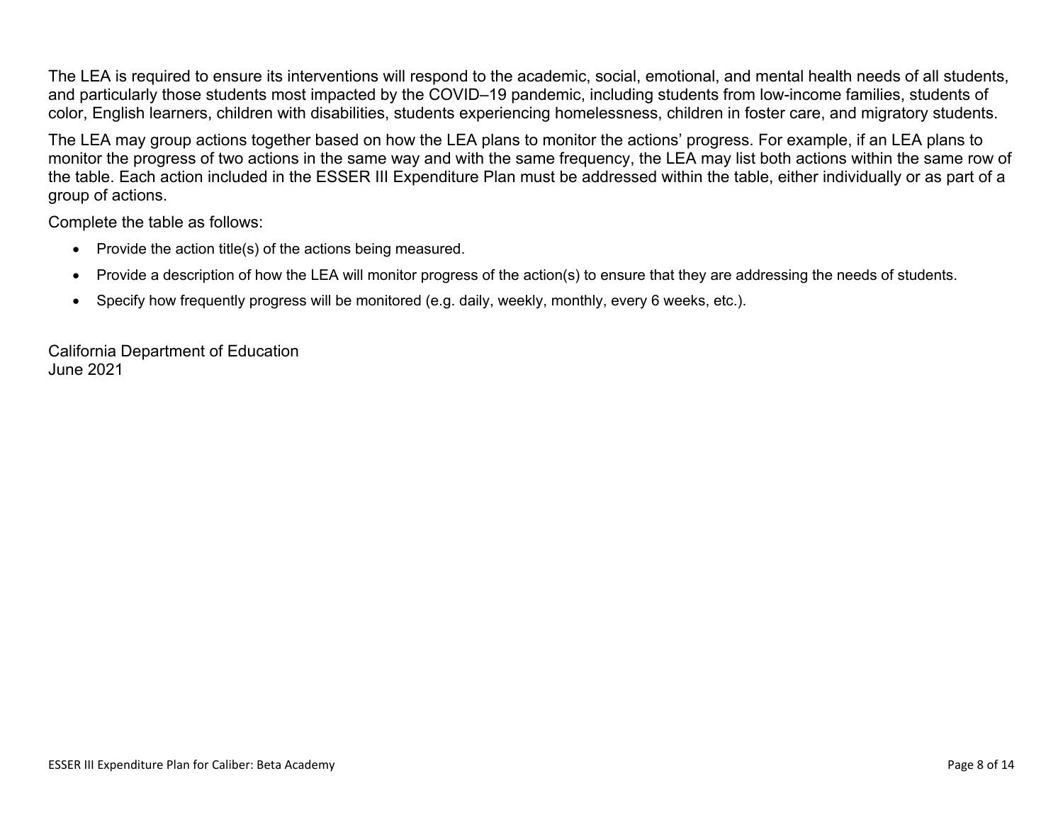The LEA is required to ensure its interventions will respond to the academic, social, emotional, and mental health needs of all students, and particularly those students most impacted by the COVID–19 pandemic, including students from low-income families, students of color, English learners, children with disabilities, students experiencing homelessness, children in foster care, and migratory students.

The LEA may group actions together based on how the LEA plans to monitor the actions' progress. For example, if an LEA plans to monitor the progress of two actions in the same way and with the same frequency, the LEA may list both actions within the same row of the table. Each action included in the ESSER III Expenditure Plan must be addressed within the table, either individually or as part of a group of actions.

Complete the table as follows:

- Provide the action title(s) of the actions being measured.
- Provide a description of how the LEA will monitor progress of the action(s) to ensure that they are addressing the needs of students.
- Specify how frequently progress will be monitored (e.g. daily, weekly, monthly, every 6 weeks, etc.).

California Department of Education
June 2021